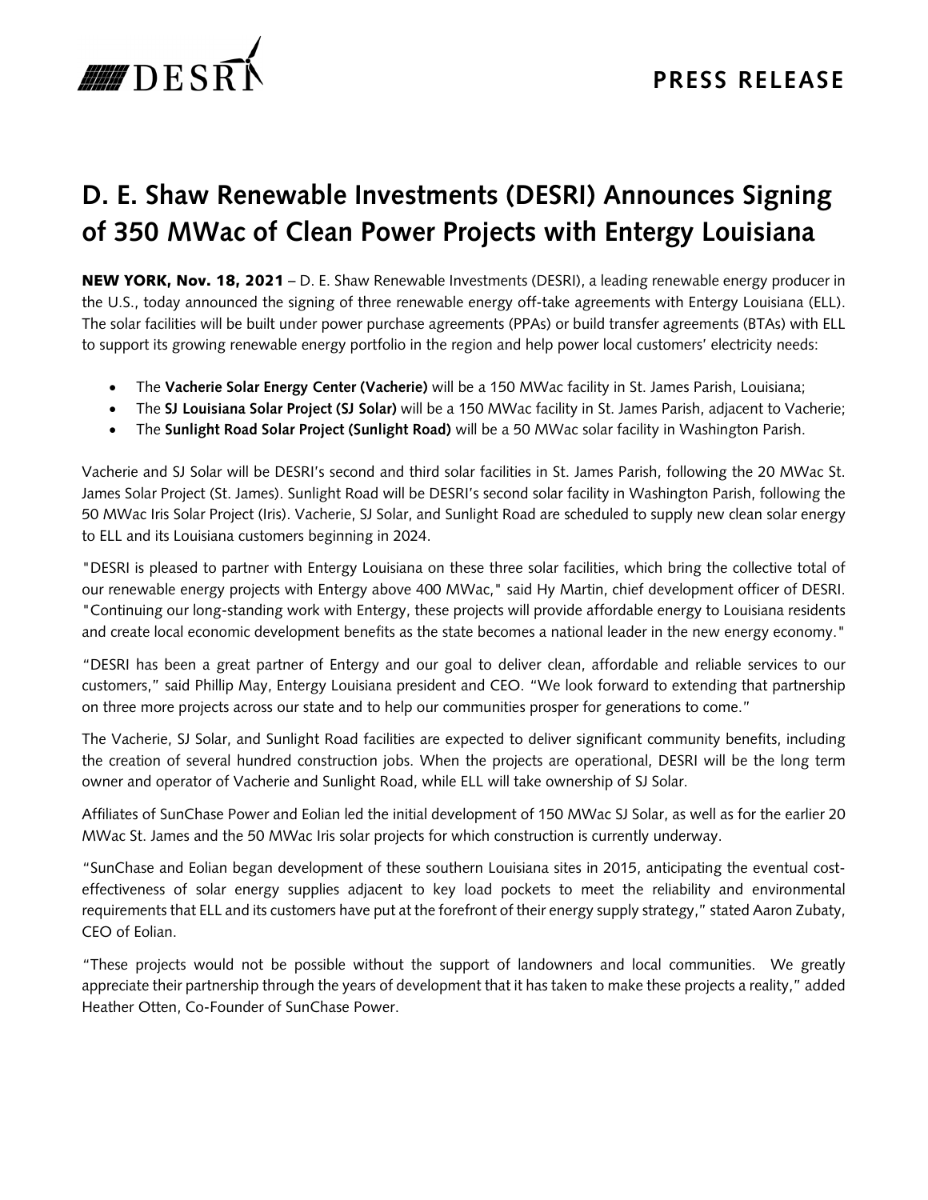**PRESS RELEASE**

# D. E. Shaw Renewable Investments (DESRI) Announces Signing of 350 MWac of Clean Power Projects with Entergy Louisiana

**NEW YORK, Nov. 18, 2021** – D. E. Shaw Renewable Investments (DESRI), a leading renewable energy producer in the U.S., today announced the signing of three renewable energy off-take agreements with Entergy Louisiana (ELL). The solar facilities will be built under power purchase agreements (PPAs) or build transfer agreements (BTAs) with ELL to support its growing renewable energy portfolio in the region and help power local customers' electricity needs:

- The **Vacherie Solar Energy Center (Vacherie)** will be a 150 MWac facility in St. James Parish, Louisiana;
- The **SJ Louisiana Solar Project (SJ Solar)** will be a 150 MWac facility in St. James Parish, adjacent to Vacherie;
- The **Sunlight Road Solar Project (Sunlight Road)** will be a 50 MWac solar facility in Washington Parish.

Vacherie and SJ Solar will be DESRI's second and third solar facilities in St. James Parish, following the 20 MWac St. James Solar Project (St. James). Sunlight Road will be DESRI's second solar facility in Washington Parish, following the 50 MWac Iris Solar Project (Iris). Vacherie, SJ Solar, and Sunlight Road are scheduled to supply new clean solar energy to ELL and its Louisiana customers beginning in 2024.

"DESRI is pleased to partner with Entergy Louisiana on these three solar facilities, which bring the collective total of our renewable energy projects with Entergy above 400 MWac," said Hy Martin, chief development officer of DESRI. "Continuing our long-standing work with Entergy, these projects will provide affordable energy to Louisiana residents and create local economic development benefits as the state becomes a national leader in the new energy economy."

"DESRI has been a great partner of Entergy and our goal to deliver clean, affordable and reliable services to our customers," said Phillip May, Entergy Louisiana president and CEO. "We look forward to extending that partnership on three more projects across our state and to help our communities prosper for generations to come."

The Vacherie, SJ Solar, and Sunlight Road facilities are expected to deliver significant community benefits, including the creation of several hundred construction jobs. When the projects are operational, DESRI will be the long term owner and operator of Vacherie and Sunlight Road, while ELL will take ownership of SJ Solar.

Affiliates of SunChase Power and Eolian led the initial development of 150 MWac SJ Solar, as well as for the earlier 20 MWac St. James and the 50 MWac Iris solar projects for which construction is currently underway.

"SunChase and Eolian began development of these southern Louisiana sites in 2015, anticipating the eventual cost-effectiveness of solar energy supplies adjacent to key load pockets to meet the reliability and environmental requirements that ELL and its customers have put at the forefront of their energy supply strategy," stated Aaron Zubaty, CEO of Eolian.

"These projects would not be possible without the support of landowners and local communities. We greatly appreciate their partnership through the years of development that it has taken to make these projects a reality," added Heather Otten, Co-Founder of SunChase Power.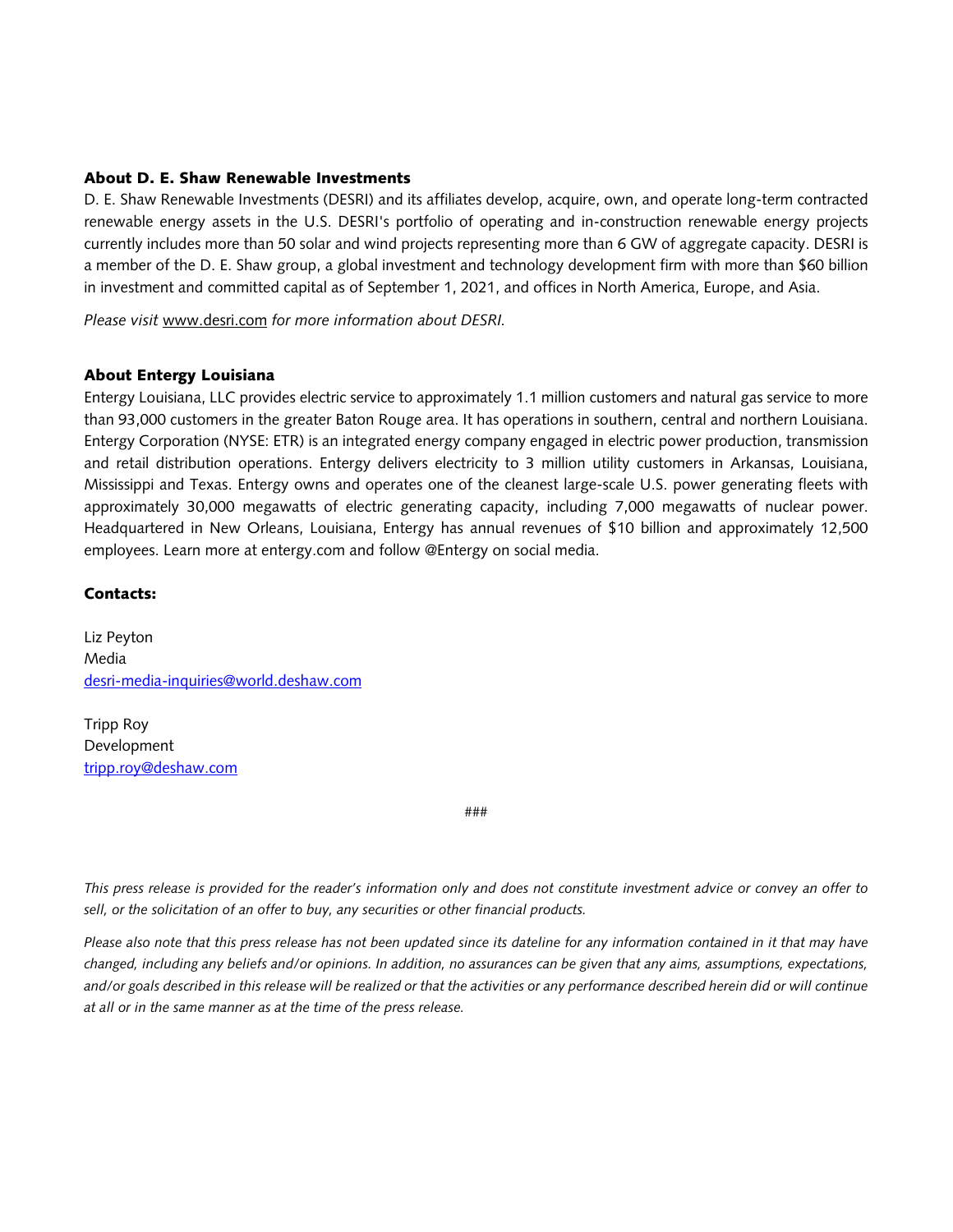### About D. E. Shaw Renewable Investments

D. E. Shaw Renewable Investments (DESRI) and its affiliates develop, acquire, own, and operate long-term contracted renewable energy assets in the U.S. DESRI's portfolio of operating and in-construction renewable energy projects currently includes more than 50 solar and wind projects representing more than 6 GW of aggregate capacity. DESRI is a member of the D. E. Shaw group, a global investment and technology development firm with more than $60 billion in investment and committed capital as of September 1, 2021, and offices in North America, Europe, and Asia.

*Please visit* www.desri.com *for more information about DESRI.*

### About Entergy Louisiana

Entergy Louisiana, LLC provides electric service to approximately 1.1 million customers and natural gas service to more than 93,000 customers in the greater Baton Rouge area. It has operations in southern, central and northern Louisiana. Entergy Corporation (NYSE: ETR) is an integrated energy company engaged in electric power production, transmission and retail distribution operations. Entergy delivers electricity to 3 million utility customers in Arkansas, Louisiana, Mississippi and Texas. Entergy owns and operates one of the cleanest large-scale U.S. power generating fleets with approximately 30,000 megawatts of electric generating capacity, including 7,000 megawatts of nuclear power. Headquartered in New Orleans, Louisiana, Entergy has annual revenues of $10 billion and approximately 12,500 employees. Learn more at entergy.com and follow @Entergy on social media.

### Contacts:

Liz Peyton
Media
desri-media-inquiries@world.deshaw.com

Tripp Roy
Development
tripp.roy@deshaw.com

###

*This press release is provided for the reader's information only and does not constitute investment advice or convey an offer to sell, or the solicitation of an offer to buy, any securities or other financial products.*

*Please also note that this press release has not been updated since its dateline for any information contained in it that may have changed, including any beliefs and/or opinions. In addition, no assurances can be given that any aims, assumptions, expectations, and/or goals described in this release will be realized or that the activities or any performance described herein did or will continue at all or in the same manner as at the time of the press release.*